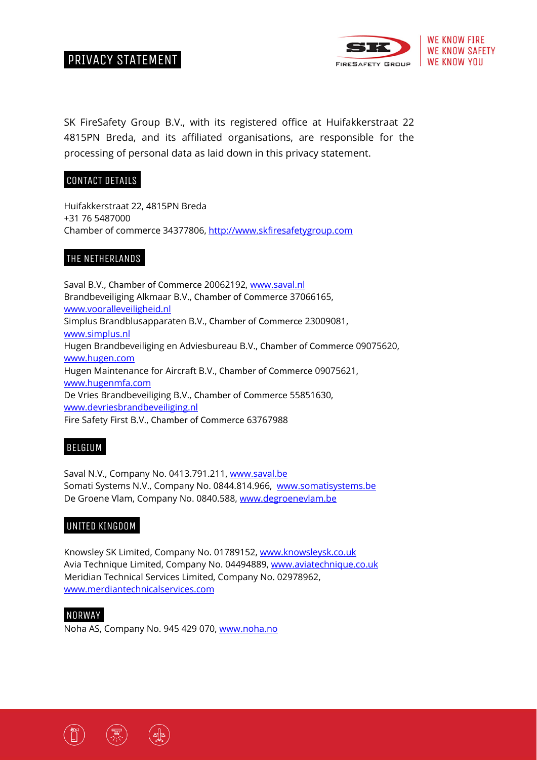# PRIVACY STATEMENT

SK FireSafety Group B.V., with its registered office at Huifakkerstraat 22 4815PN Breda, and its affiliated organisations, are responsible for the processing of personal data as laid down in this privacy statement.

## CONTACT DETAILS

Huifakkerstraat 22, 4815PN Breda
+31 76 5487000
Chamber of commerce 34377806, http://www.skfiresafetygroup.com

## THE NETHERLANDS

Saval B.V., Chamber of Commerce 20062192, www.saval.nl
Brandbeveiliging Alkmaar B.V., Chamber of Commerce 37066165, www.vooralleveiligheid.nl
Simplus Brandblusapparaten B.V., Chamber of Commerce 23009081, www.simplus.nl
Hugen Brandbeveiliging en Adviesbureau B.V., Chamber of Commerce 09075620, www.hugen.com
Hugen Maintenance for Aircraft B.V., Chamber of Commerce 09075621, www.hugenmfa.com
De Vries Brandbeveiliging B.V., Chamber of Commerce 55851630, www.devriesbrandbeveiliging.nl
Fire Safety First B.V., Chamber of Commerce 63767988

## BELGIUM

Saval N.V., Company No. 0413.791.211, www.saval.be
Somati Systems N.V., Company No. 0844.814.966, www.somatisystems.be
De Groene Vlam, Company No. 0840.588, www.degroenevlam.be

## UNITED KINGDOM

Knowsley SK Limited, Company No. 01789152, www.knowsleysk.co.uk
Avia Technique Limited, Company No. 04494889, www.aviatechnique.co.uk
Meridian Technical Services Limited, Company No. 02978962, www.merdiantechnicalservices.com

## NORWAY

Noha AS, Company No. 945 429 070, www.noha.no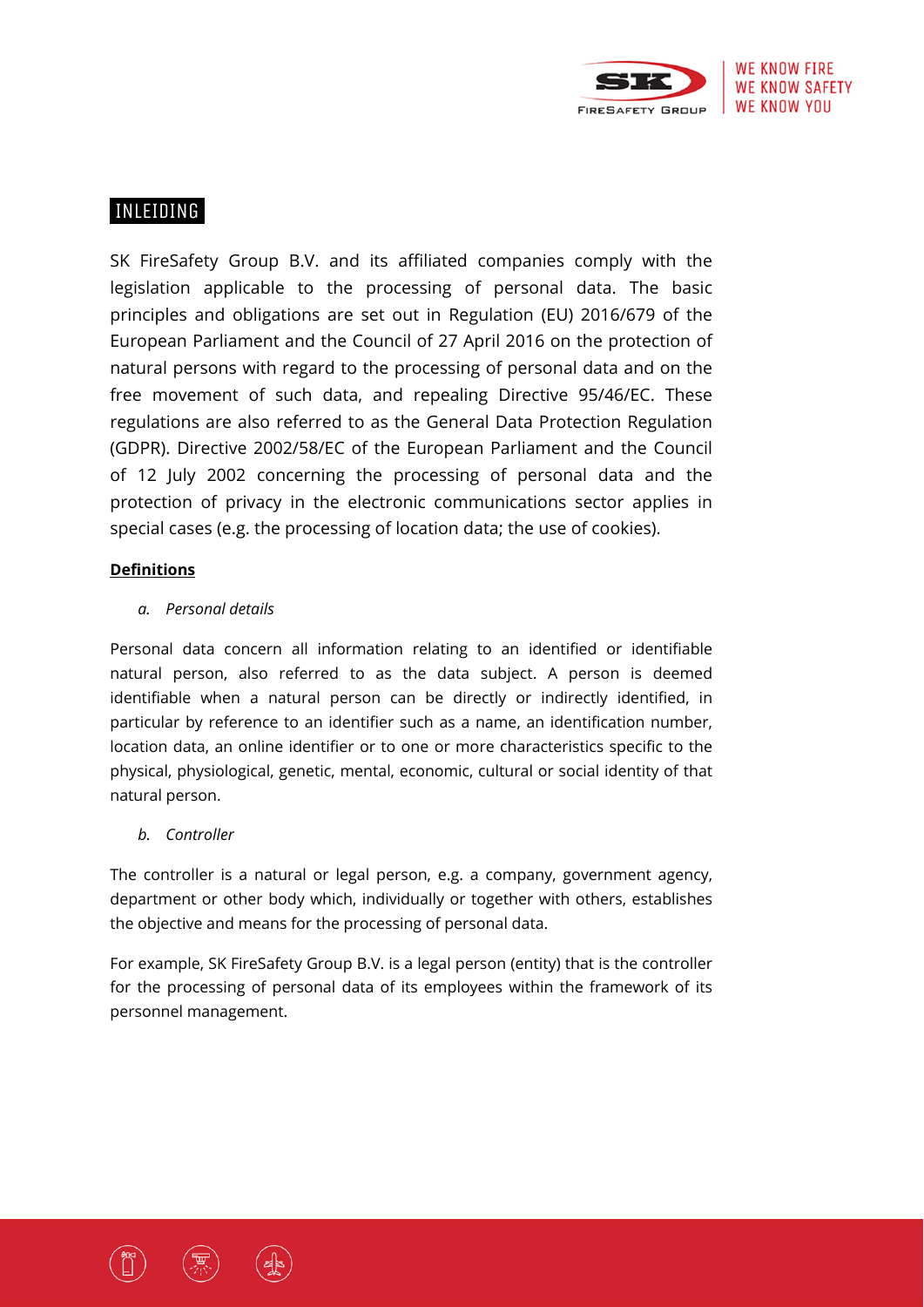## INLEIDING

SK FireSafety Group B.V. and its affiliated companies comply with the legislation applicable to the processing of personal data. The basic principles and obligations are set out in Regulation (EU) 2016/679 of the European Parliament and the Council of 27 April 2016 on the protection of natural persons with regard to the processing of personal data and on the free movement of such data, and repealing Directive 95/46/EC. These regulations are also referred to as the General Data Protection Regulation (GDPR). Directive 2002/58/EC of the European Parliament and the Council of 12 July 2002 concerning the processing of personal data and the protection of privacy in the electronic communications sector applies in special cases (e.g. the processing of location data; the use of cookies).

**Definitions**

*a. Personal details*

Personal data concern all information relating to an identified or identifiable natural person, also referred to as the data subject. A person is deemed identifiable when a natural person can be directly or indirectly identified, in particular by reference to an identifier such as a name, an identification number, location data, an online identifier or to one or more characteristics specific to the physical, physiological, genetic, mental, economic, cultural or social identity of that natural person.

*b. Controller*

The controller is a natural or legal person, e.g. a company, government agency, department or other body which, individually or together with others, establishes the objective and means for the processing of personal data.

For example, SK FireSafety Group B.V. is a legal person (entity) that is the controller for the processing of personal data of its employees within the framework of its personnel management.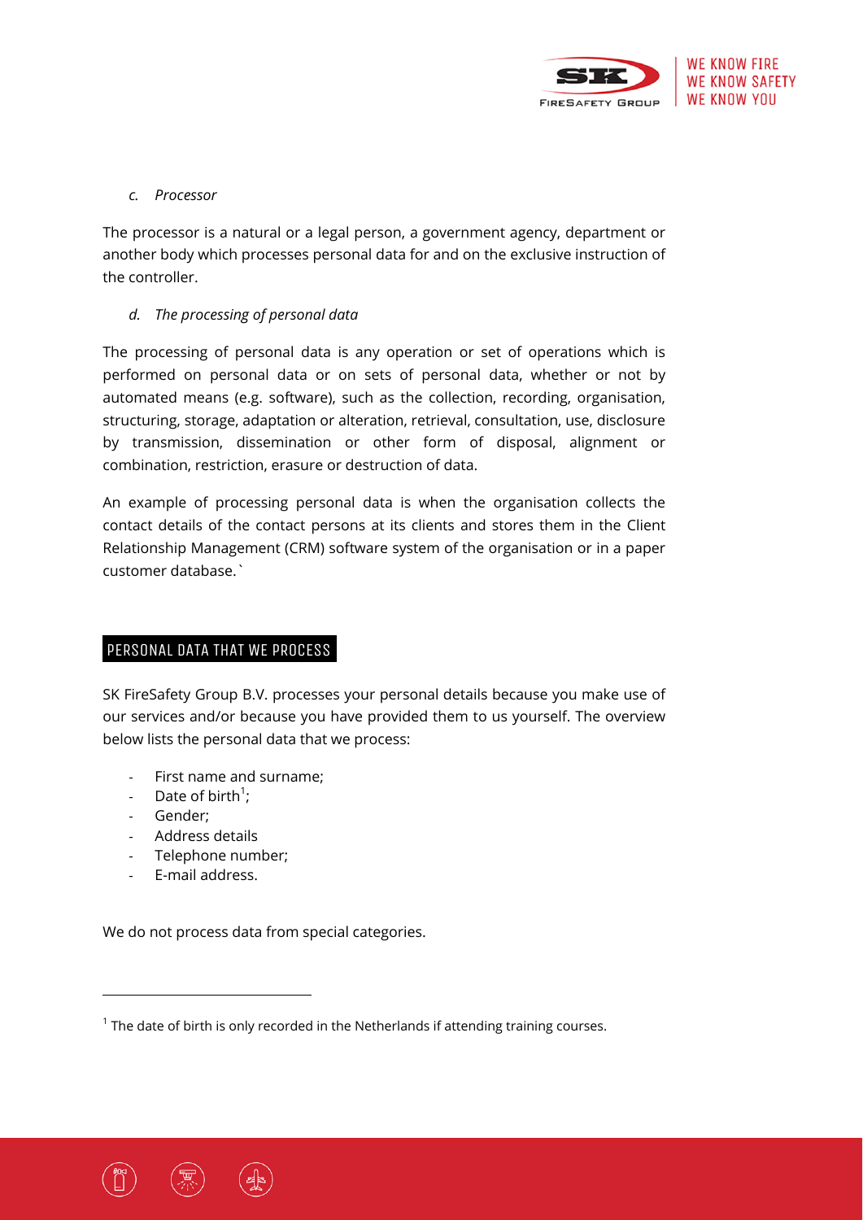*c. Processor*

The processor is a natural or a legal person, a government agency, department or another body which processes personal data for and on the exclusive instruction of the controller.

*d. The processing of personal data*

The processing of personal data is any operation or set of operations which is performed on personal data or on sets of personal data, whether or not by automated means (e.g. software), such as the collection, recording, organisation, structuring, storage, adaptation or alteration, retrieval, consultation, use, disclosure by transmission, dissemination or other form of disposal, alignment or combination, restriction, erasure or destruction of data.

An example of processing personal data is when the organisation collects the contact details of the contact persons at its clients and stores them in the Client Relationship Management (CRM) software system of the organisation or in a paper customer database.`

## PERSONAL DATA THAT WE PROCESS

SK FireSafety Group B.V. processes your personal details because you make use of our services and/or because you have provided them to us yourself. The overview below lists the personal data that we process:

- First name and surname;
- Date of birth[1];
- Gender;
- Address details
- Telephone number;
- E-mail address.

We do not process data from special categories.

---

[1] The date of birth is only recorded in the Netherlands if attending training courses.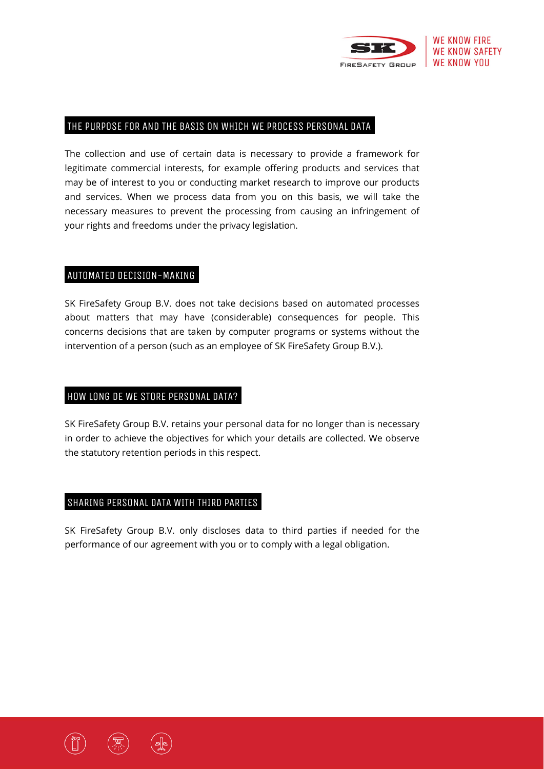## THE PURPOSE FOR AND THE BASIS ON WHICH WE PROCESS PERSONAL DATA

The collection and use of certain data is necessary to provide a framework for legitimate commercial interests, for example offering products and services that may be of interest to you or conducting market research to improve our products and services. When we process data from you on this basis, we will take the necessary measures to prevent the processing from causing an infringement of your rights and freedoms under the privacy legislation.

## AUTOMATED DECISION-MAKING

SK FireSafety Group B.V. does not take decisions based on automated processes about matters that may have (considerable) consequences for people. This concerns decisions that are taken by computer programs or systems without the intervention of a person (such as an employee of SK FireSafety Group B.V.).

## HOW LONG DE WE STORE PERSONAL DATA?

SK FireSafety Group B.V. retains your personal data for no longer than is necessary in order to achieve the objectives for which your details are collected. We observe the statutory retention periods in this respect.

## SHARING PERSONAL DATA WITH THIRD PARTIES

SK FireSafety Group B.V. only discloses data to third parties if needed for the performance of our agreement with you or to comply with a legal obligation.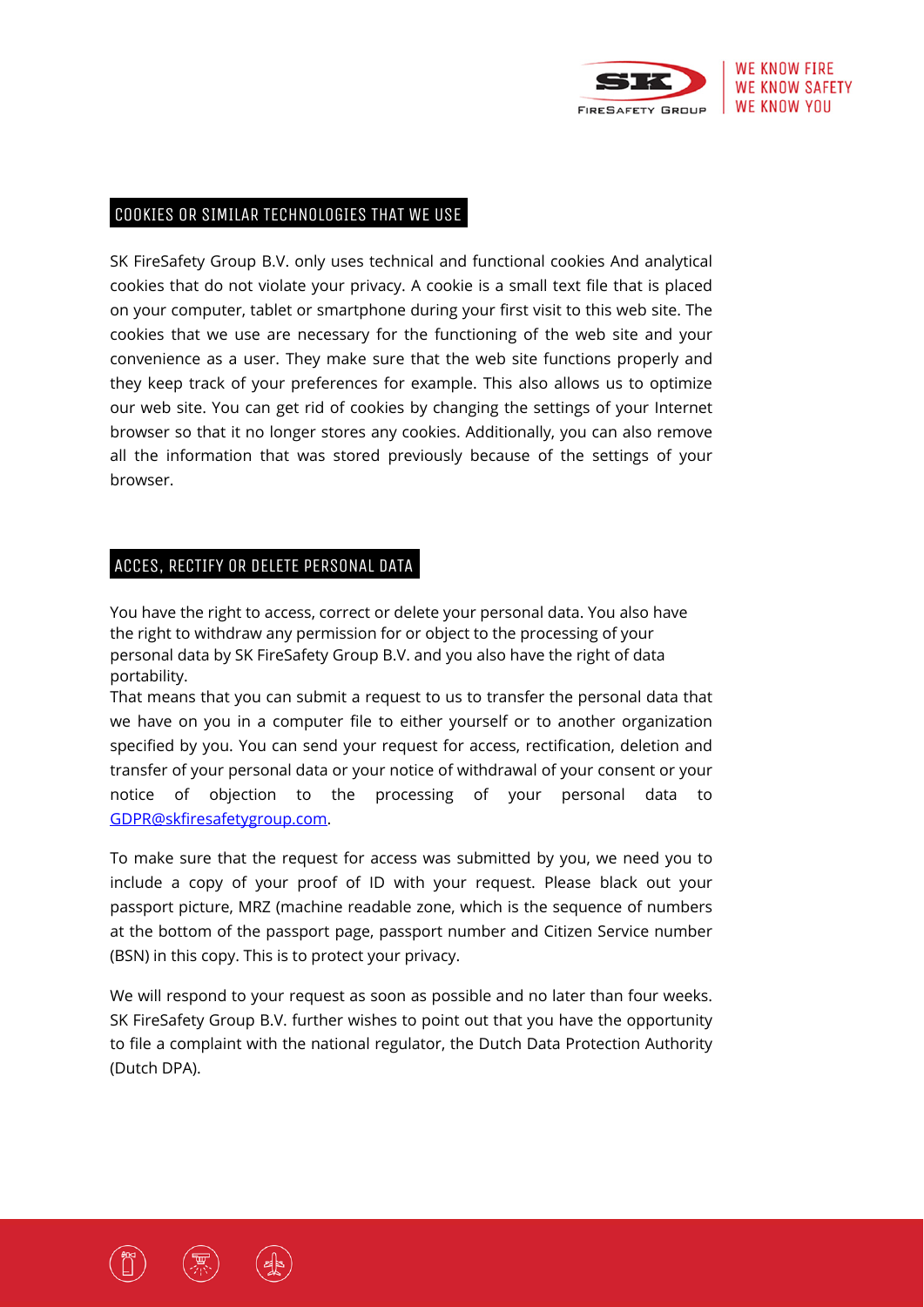## COOKIES OR SIMILAR TECHNOLOGIES THAT WE USE

SK FireSafety Group B.V. only uses technical and functional cookies And analytical cookies that do not violate your privacy. A cookie is a small text file that is placed on your computer, tablet or smartphone during your first visit to this web site. The cookies that we use are necessary for the functioning of the web site and your convenience as a user. They make sure that the web site functions properly and they keep track of your preferences for example. This also allows us to optimize our web site. You can get rid of cookies by changing the settings of your Internet browser so that it no longer stores any cookies. Additionally, you can also remove all the information that was stored previously because of the settings of your browser.

## ACCES, RECTIFY OR DELETE PERSONAL DATA

You have the right to access, correct or delete your personal data. You also have the right to withdraw any permission for or object to the processing of your personal data by SK FireSafety Group B.V. and you also have the right of data portability.
That means that you can submit a request to us to transfer the personal data that we have on you in a computer file to either yourself or to another organization specified by you. You can send your request for access, rectification, deletion and transfer of your personal data or your notice of withdrawal of your consent or your notice of objection to the processing of your personal data to GDPR@skfiresafetygroup.com.

To make sure that the request for access was submitted by you, we need you to include a copy of your proof of ID with your request. Please black out your passport picture, MRZ (machine readable zone, which is the sequence of numbers at the bottom of the passport page, passport number and Citizen Service number (BSN) in this copy. This is to protect your privacy.

We will respond to your request as soon as possible and no later than four weeks. SK FireSafety Group B.V. further wishes to point out that you have the opportunity to file a complaint with the national regulator, the Dutch Data Protection Authority (Dutch DPA).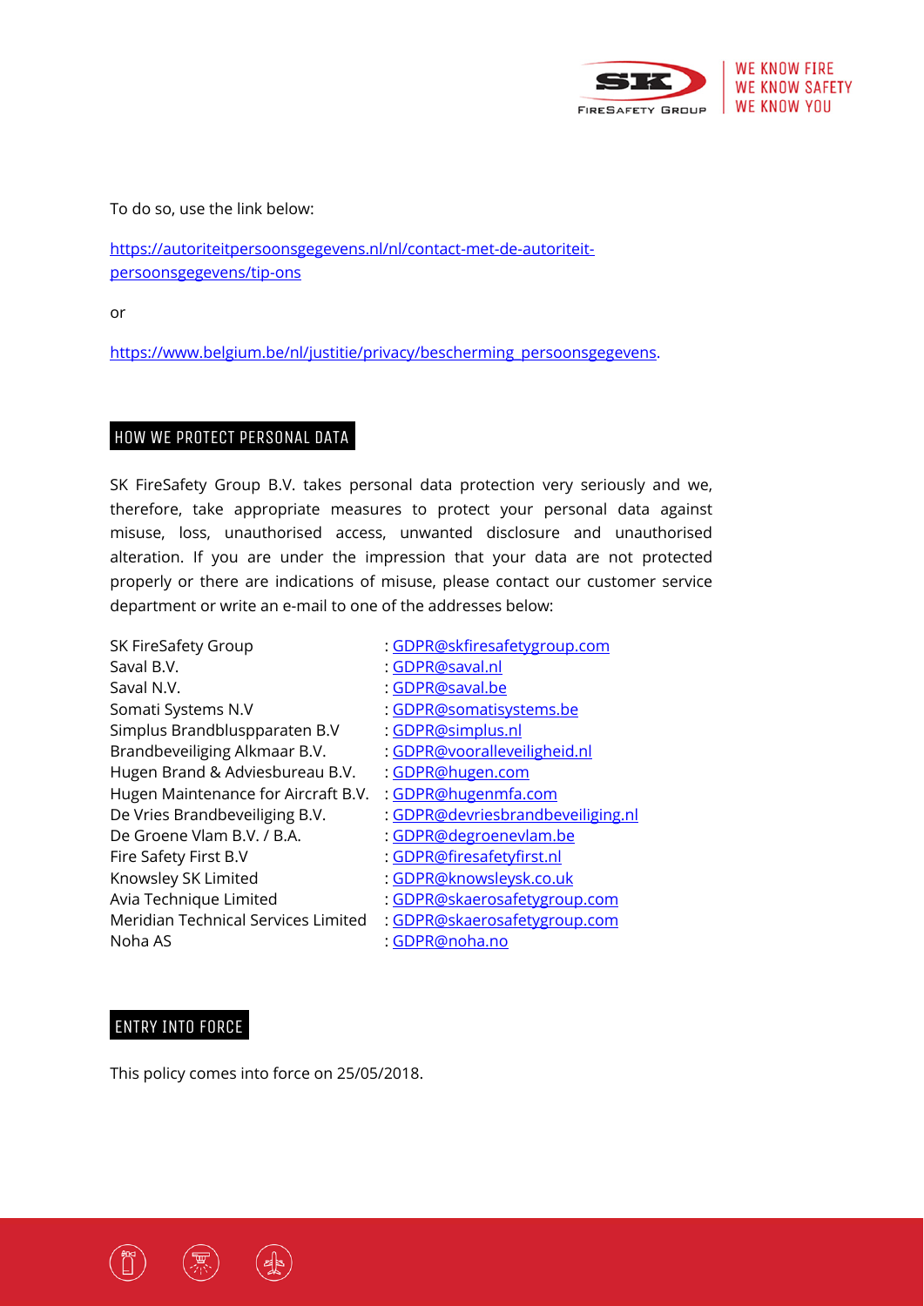To do so, use the link below:

https://autoriteitpersoonsgegevens.nl/nl/contact-met-de-autoriteit-persoonsgegevens/tip-ons

or

https://www.belgium.be/nl/justitie/privacy/bescherming_persoonsgegevens.

## HOW WE PROTECT PERSONAL DATA

SK FireSafety Group B.V. takes personal data protection very seriously and we, therefore, take appropriate measures to protect your personal data against misuse, loss, unauthorised access, unwanted disclosure and unauthorised alteration. If you are under the impression that your data are not protected properly or there are indications of misuse, please contact our customer service department or write an e-mail to one of the addresses below:

| | |
|---|---|
| SK FireSafety Group | : GDPR@skfiresafetygroup.com |
| Saval B.V. | : GDPR@saval.nl |
| Saval N.V. | : GDPR@saval.be |
| Somati Systems N.V | : GDPR@somatisystems.be |
| Simplus Brandbluspparaten B.V | : GDPR@simplus.nl |
| Brandbeveiliging Alkmaar B.V. | : GDPR@vooralleveiligheid.nl |
| Hugen Brand & Adviesbureau B.V. | : GDPR@hugen.com |
| Hugen Maintenance for Aircraft B.V. | : GDPR@hugenmfa.com |
| De Vries Brandbeveiliging B.V. | : GDPR@devriesbrandbeveiliging.nl |
| De Groene Vlam B.V. / B.A. | : GDPR@degroenevlam.be |
| Fire Safety First B.V | : GDPR@firesafetyfirst.nl |
| Knowsley SK Limited | : GDPR@knowsleysk.co.uk |
| Avia Technique Limited | : GDPR@skaerosafetygroup.com |
| Meridian Technical Services Limited | : GDPR@skaerosafetygroup.com |
| Noha AS | : GDPR@noha.no |

## ENTRY INTO FORCE

This policy comes into force on 25/05/2018.